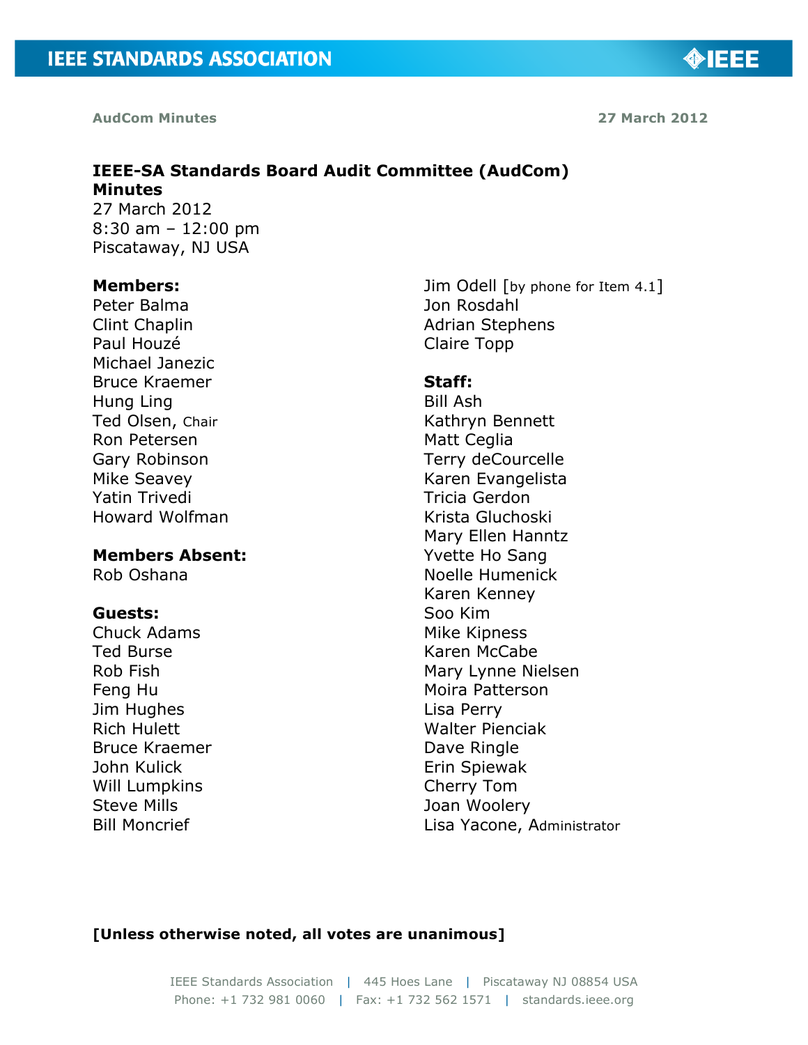AudCom Minutes 27 March 2012

# IEEE-SA Standards Board Audit Committee (AudCom) Minutes

27 March 2012
8:30 am – 12:00 pm
Piscataway, NJ USA

**Members:**
Peter Balma
Clint Chaplin
Paul Houzé
Michael Janezic
Bruce Kraemer
Hung Ling
Ted Olsen, Chair
Ron Petersen
Gary Robinson
Mike Seavey
Yatin Trivedi
Howard Wolfman
Jim Odell [by phone for Item 4.1]
Jon Rosdahl
Adrian Stephens
Claire Topp

**Members Absent:**
Rob Oshana

**Guests:**
Chuck Adams
Ted Burse
Rob Fish
Feng Hu
Jim Hughes
Rich Hulett
Bruce Kraemer
John Kulick
Will Lumpkins
Steve Mills
Bill Moncrief

**Staff:**
Bill Ash
Kathryn Bennett
Matt Ceglia
Terry deCourcelle
Karen Evangelista
Tricia Gerdon
Krista Gluchoski
Mary Ellen Hanntz
Yvette Ho Sang
Noelle Humenick
Karen Kenney
Soo Kim
Mike Kipness
Karen McCabe
Mary Lynne Nielsen
Moira Patterson
Lisa Perry
Walter Pienciak
Dave Ringle
Erin Spiewak
Cherry Tom
Joan Woolery
Lisa Yacone, Administrator

**[Unless otherwise noted, all votes are unanimous]**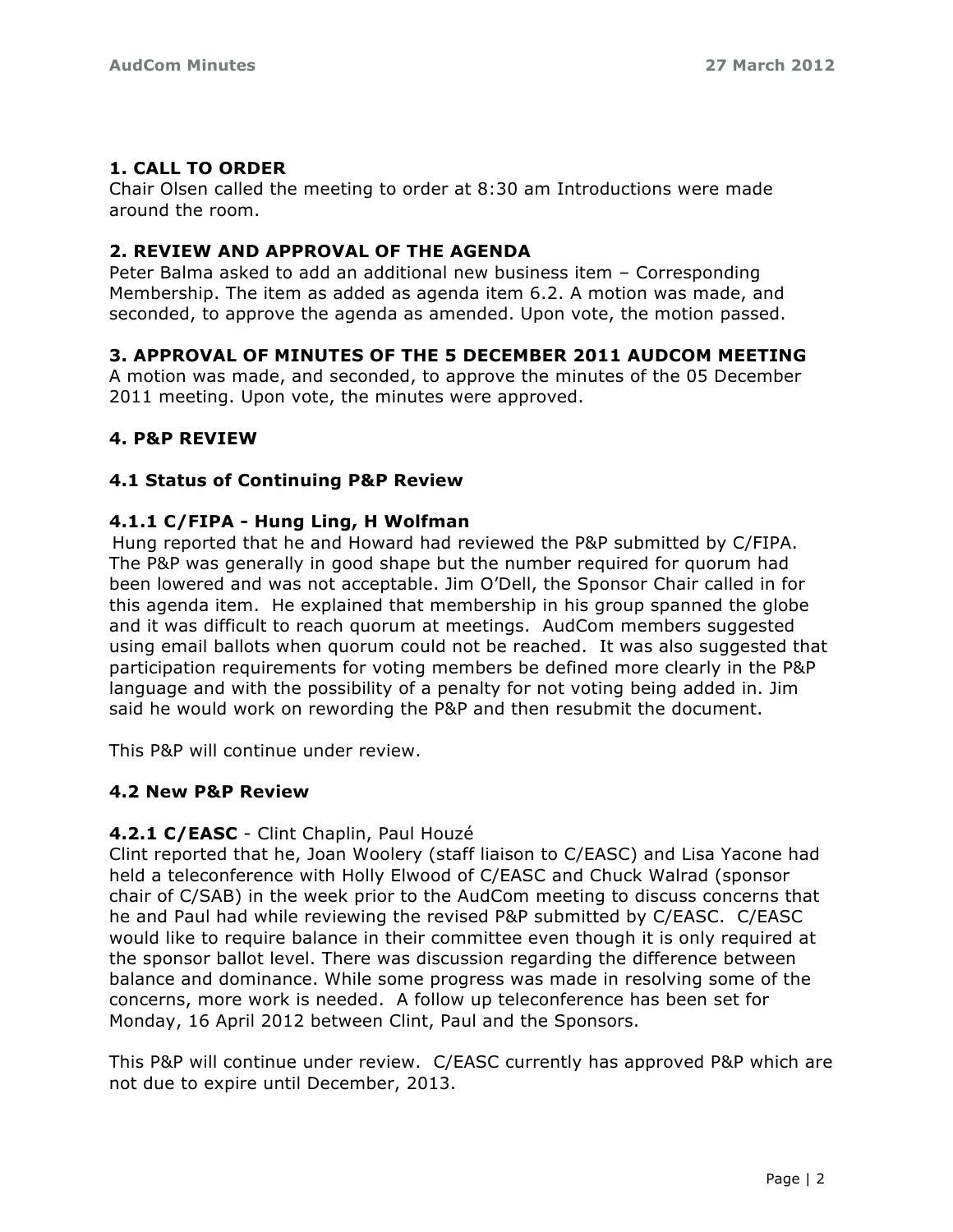## 1. CALL TO ORDER

Chair Olsen called the meeting to order at 8:30 am Introductions were made around the room.

## 2. REVIEW AND APPROVAL OF THE AGENDA

Peter Balma asked to add an additional new business item – Corresponding Membership. The item as added as agenda item 6.2. A motion was made, and seconded, to approve the agenda as amended. Upon vote, the motion passed.

## 3. APPROVAL OF MINUTES OF THE 5 DECEMBER 2011 AUDCOM MEETING

A motion was made, and seconded, to approve the minutes of the 05 December 2011 meeting. Upon vote, the minutes were approved.

## 4. P&P REVIEW

### 4.1 Status of Continuing P&P Review

#### 4.1.1 C/FIPA - Hung Ling, H Wolfman

Hung reported that he and Howard had reviewed the P&P submitted by C/FIPA. The P&P was generally in good shape but the number required for quorum had been lowered and was not acceptable. Jim O'Dell, the Sponsor Chair called in for this agenda item. He explained that membership in his group spanned the globe and it was difficult to reach quorum at meetings. AudCom members suggested using email ballots when quorum could not be reached. It was also suggested that participation requirements for voting members be defined more clearly in the P&P language and with the possibility of a penalty for not voting being added in. Jim said he would work on rewording the P&P and then resubmit the document.

This P&P will continue under review.

### 4.2 New P&P Review

#### 4.2.1 C/EASC - Clint Chaplin, Paul Houzé

Clint reported that he, Joan Woolery (staff liaison to C/EASC) and Lisa Yacone had held a teleconference with Holly Elwood of C/EASC and Chuck Walrad (sponsor chair of C/SAB) in the week prior to the AudCom meeting to discuss concerns that he and Paul had while reviewing the revised P&P submitted by C/EASC. C/EASC would like to require balance in their committee even though it is only required at the sponsor ballot level. There was discussion regarding the difference between balance and dominance. While some progress was made in resolving some of the concerns, more work is needed. A follow up teleconference has been set for Monday, 16 April 2012 between Clint, Paul and the Sponsors.

This P&P will continue under review. C/EASC currently has approved P&P which are not due to expire until December, 2013.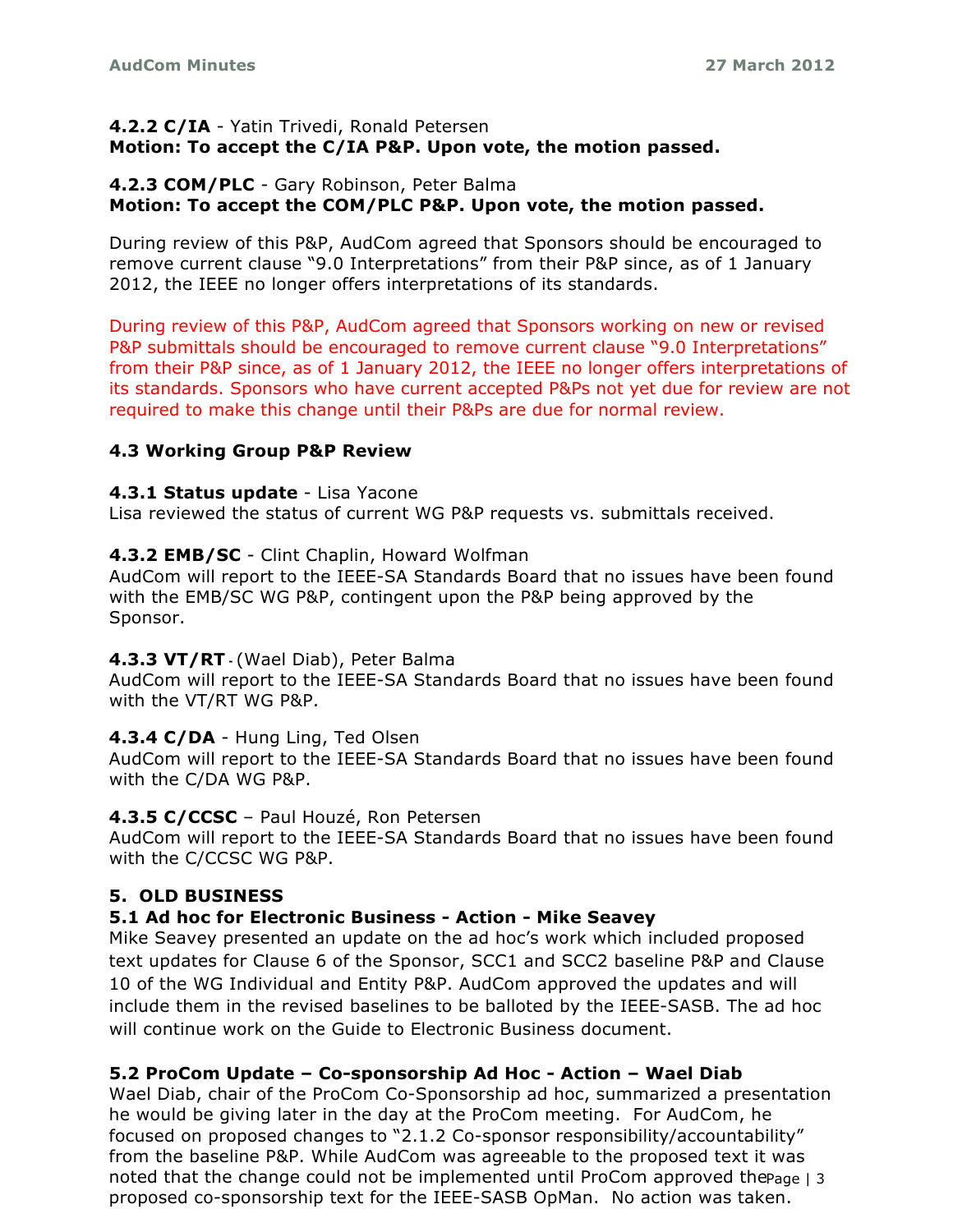**4.2.2 C/IA** - Yatin Trivedi, Ronald Petersen
**Motion: To accept the C/IA P&P. Upon vote, the motion passed.**

**4.2.3 COM/PLC** - Gary Robinson, Peter Balma
**Motion: To accept the COM/PLC P&P. Upon vote, the motion passed.**

During review of this P&P, AudCom agreed that Sponsors should be encouraged to remove current clause "9.0 Interpretations" from their P&P since, as of 1 January 2012, the IEEE no longer offers interpretations of its standards.

During review of this P&P, AudCom agreed that Sponsors working on new or revised P&P submittals should be encouraged to remove current clause "9.0 Interpretations" from their P&P since, as of 1 January 2012, the IEEE no longer offers interpretations of its standards. Sponsors who have current accepted P&Ps not yet due for review are not required to make this change until their P&Ps are due for normal review.

### 4.3 Working Group P&P Review

**4.3.1 Status update** - Lisa Yacone
Lisa reviewed the status of current WG P&P requests vs. submittals received.

**4.3.2 EMB/SC** - Clint Chaplin, Howard Wolfman
AudCom will report to the IEEE-SA Standards Board that no issues have been found with the EMB/SC WG P&P, contingent upon the P&P being approved by the Sponsor.

**4.3.3 VT/RT** - (Wael Diab), Peter Balma
AudCom will report to the IEEE-SA Standards Board that no issues have been found with the VT/RT WG P&P.

**4.3.4 C/DA** - Hung Ling, Ted Olsen
AudCom will report to the IEEE-SA Standards Board that no issues have been found with the C/DA WG P&P.

**4.3.5 C/CCSC** – Paul Houzé, Ron Petersen
AudCom will report to the IEEE-SA Standards Board that no issues have been found with the C/CCSC WG P&P.

## 5. OLD BUSINESS

### 5.1 Ad hoc for Electronic Business - Action - Mike Seavey

Mike Seavey presented an update on the ad hoc's work which included proposed text updates for Clause 6 of the Sponsor, SCC1 and SCC2 baseline P&P and Clause 10 of the WG Individual and Entity P&P. AudCom approved the updates and will include them in the revised baselines to be balloted by the IEEE-SASB. The ad hoc will continue work on the Guide to Electronic Business document.

### 5.2 ProCom Update – Co-sponsorship Ad Hoc - Action – Wael Diab

Wael Diab, chair of the ProCom Co-Sponsorship ad hoc, summarized a presentation he would be giving later in the day at the ProCom meeting. For AudCom, he focused on proposed changes to "2.1.2 Co-sponsor responsibility/accountability" from the baseline P&P. While AudCom was agreeable to the proposed text it was noted that the change could not be implemented until ProCom approved the proposed co-sponsorship text for the IEEE-SASB OpMan. No action was taken.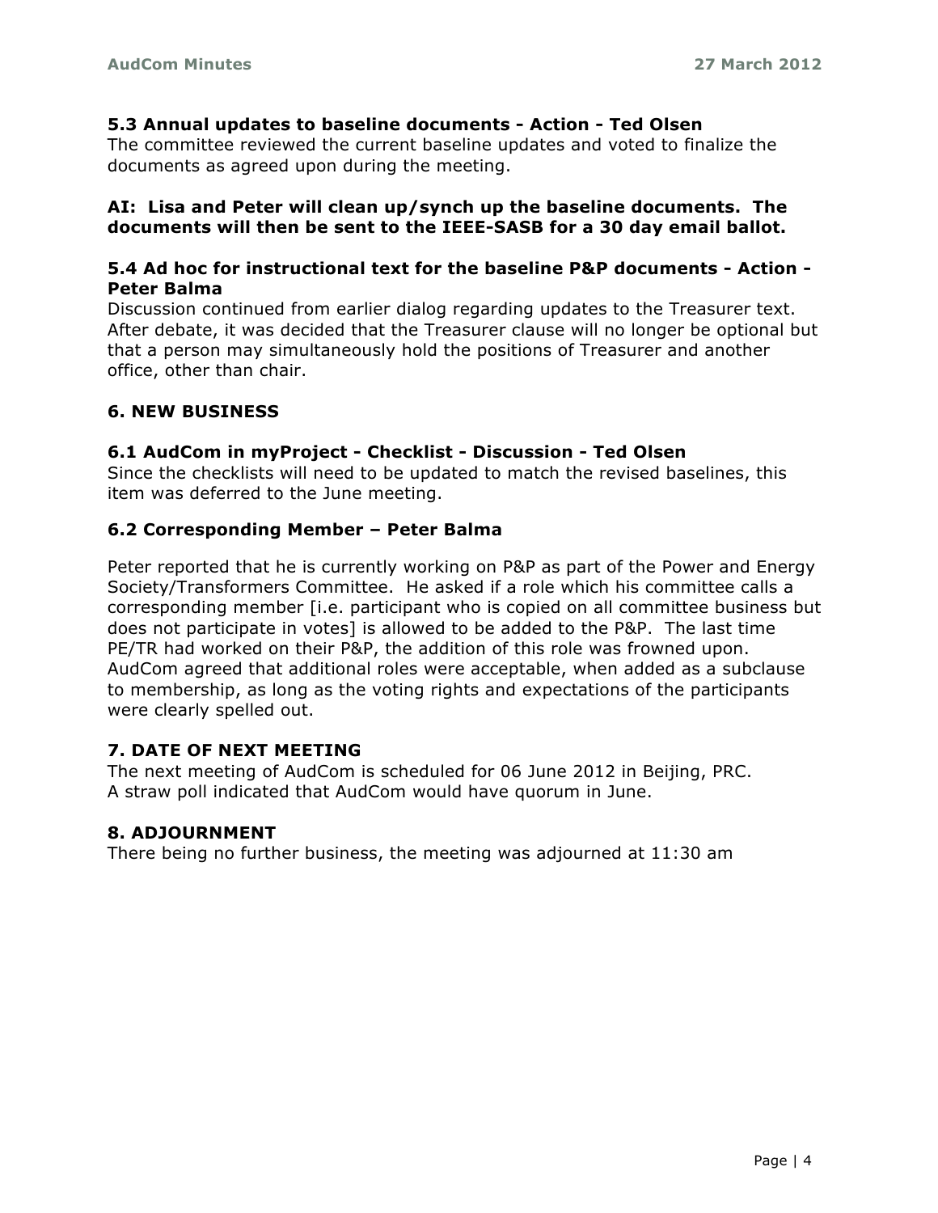### 5.3 Annual updates to baseline documents - Action - Ted Olsen

The committee reviewed the current baseline updates and voted to finalize the documents as agreed upon during the meeting.

**AI: Lisa and Peter will clean up/synch up the baseline documents. The documents will then be sent to the IEEE-SASB for a 30 day email ballot.**

### 5.4 Ad hoc for instructional text for the baseline P&P documents - Action - Peter Balma

Discussion continued from earlier dialog regarding updates to the Treasurer text. After debate, it was decided that the Treasurer clause will no longer be optional but that a person may simultaneously hold the positions of Treasurer and another office, other than chair.

## 6. NEW BUSINESS

### 6.1 AudCom in myProject - Checklist - Discussion - Ted Olsen

Since the checklists will need to be updated to match the revised baselines, this item was deferred to the June meeting.

### 6.2 Corresponding Member – Peter Balma

Peter reported that he is currently working on P&P as part of the Power and Energy Society/Transformers Committee. He asked if a role which his committee calls a corresponding member [i.e. participant who is copied on all committee business but does not participate in votes] is allowed to be added to the P&P. The last time PE/TR had worked on their P&P, the addition of this role was frowned upon. AudCom agreed that additional roles were acceptable, when added as a subclause to membership, as long as the voting rights and expectations of the participants were clearly spelled out.

## 7. DATE OF NEXT MEETING

The next meeting of AudCom is scheduled for 06 June 2012 in Beijing, PRC.
A straw poll indicated that AudCom would have quorum in June.

## 8. ADJOURNMENT

There being no further business, the meeting was adjourned at 11:30 am